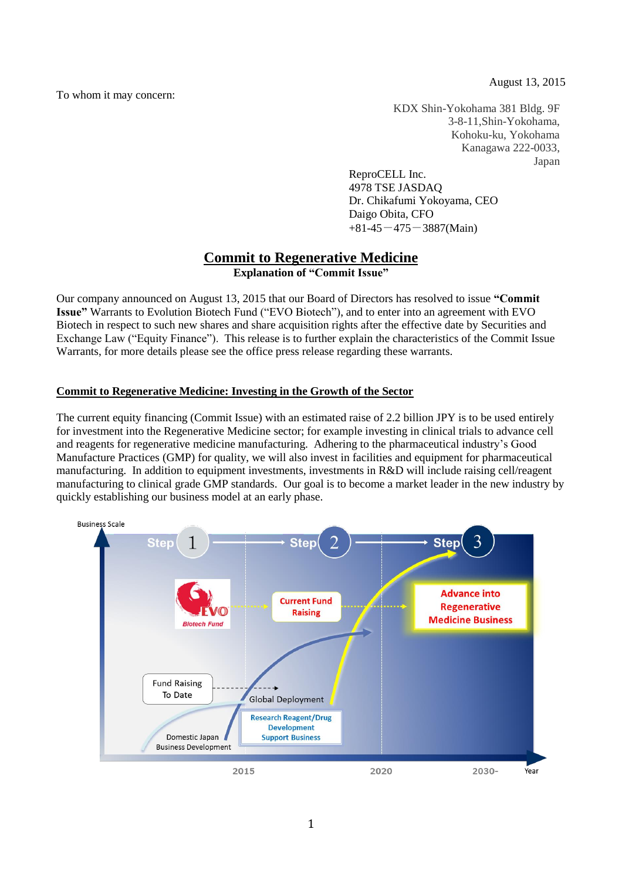August 13, 2015

To whom it may concern:

KDX Shin-Yokohama 381 Bldg. 9F
3-8-11,Shin-Yokohama,
Kohoku-ku, Yokohama
Kanagawa 222-0033,
Japan

ReproCELL Inc.
4978 TSE JASDAQ
Dr. Chikafumi Yokoyama, CEO
Daigo Obita, CFO
+81-45－475－3887(Main)

# Commit to Regenerative Medicine

**Explanation of "Commit Issue"**

Our company announced on August 13, 2015 that our Board of Directors has resolved to issue **"Commit Issue"** Warrants to Evolution Biotech Fund ("EVO Biotech"), and to enter into an agreement with EVO Biotech in respect to such new shares and share acquisition rights after the effective date by Securities and Exchange Law ("Equity Finance"). This release is to further explain the characteristics of the Commit Issue Warrants, for more details please see the office press release regarding these warrants.

## Commit to Regenerative Medicine: Investing in the Growth of the Sector

The current equity financing (Commit Issue) with an estimated raise of 2.2 billion JPY is to be used entirely for investment into the Regenerative Medicine sector; for example investing in clinical trials to advance cell and reagents for regenerative medicine manufacturing. Adhering to the pharmaceutical industry's Good Manufacture Practices (GMP) for quality, we will also invest in facilities and equipment for pharmaceutical manufacturing. In addition to equipment investments, investments in R&D will include raising cell/reagent manufacturing to clinical grade GMP standards. Our goal is to become a market leader in the new industry by quickly establishing our business model at an early phase.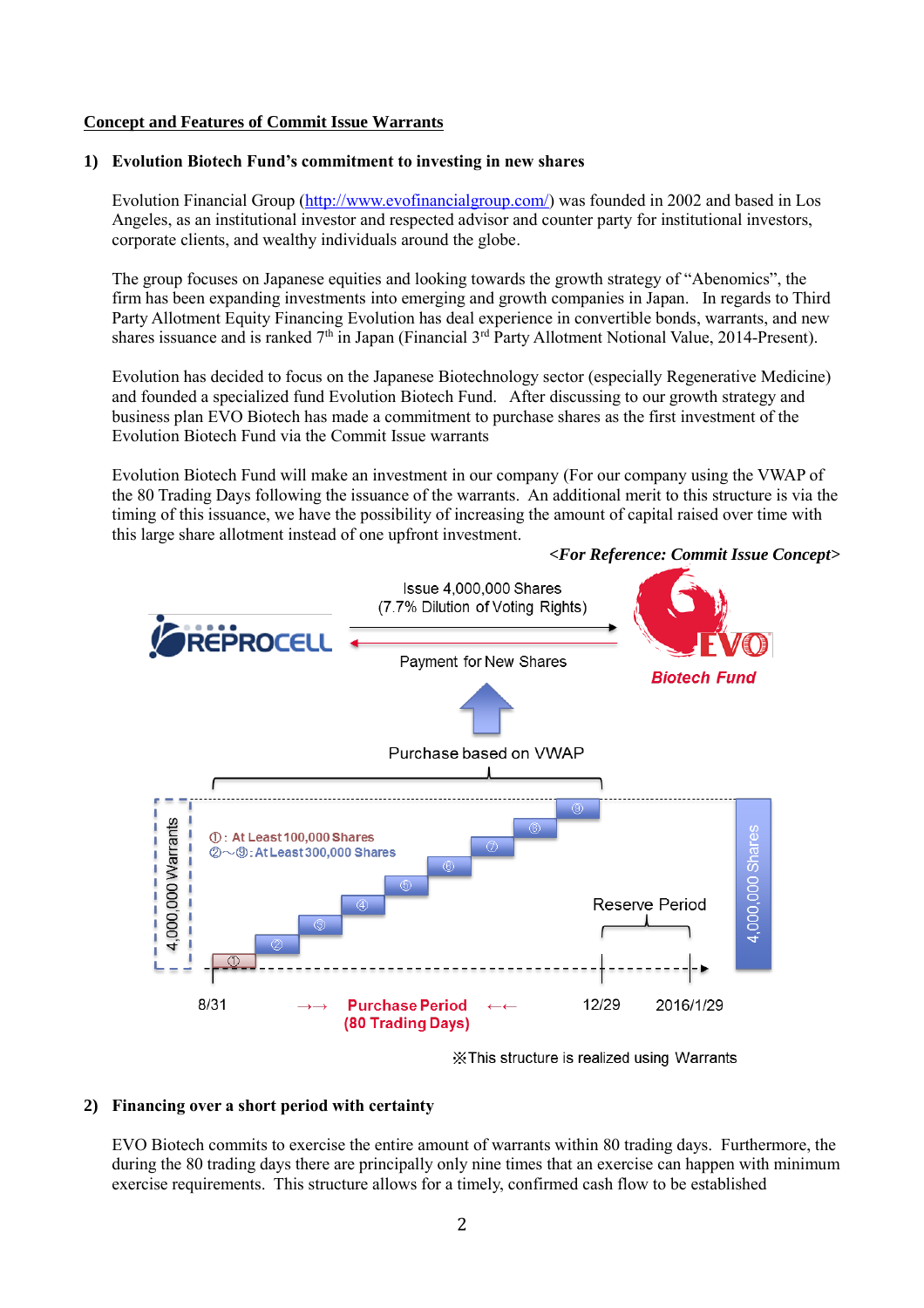## Concept and Features of Commit Issue Warrants

### 1) Evolution Biotech Fund's commitment to investing in new shares

Evolution Financial Group (http://www.evofinancialgroup.com/) was founded in 2002 and based in Los Angeles, as an institutional investor and respected advisor and counter party for institutional investors, corporate clients, and wealthy individuals around the globe.

The group focuses on Japanese equities and looking towards the growth strategy of "Abenomics", the firm has been expanding investments into emerging and growth companies in Japan. In regards to Third Party Allotment Equity Financing Evolution has deal experience in convertible bonds, warrants, and new shares issuance and is ranked 7th in Japan (Financial 3rd Party Allotment Notional Value, 2014-Present).

Evolution has decided to focus on the Japanese Biotechnology sector (especially Regenerative Medicine) and founded a specialized fund Evolution Biotech Fund. After discussing to our growth strategy and business plan EVO Biotech has made a commitment to purchase shares as the first investment of the Evolution Biotech Fund via the Commit Issue warrants

Evolution Biotech Fund will make an investment in our company (For our company using the VWAP of the 80 Trading Days following the issuance of the warrants. An additional merit to this structure is via the timing of this issuance, we have the possibility of increasing the amount of capital raised over time with this large share allotment instead of one upfront investment.

*<For Reference: Commit Issue Concept>*

REPROCELL → Issue 4,000,000 Shares (7.7% Dilution of Voting Rights) → EVO Biotech Fund

EVO Biotech Fund → Payment for New Shares → REPROCELL

Purchase based on VWAP

4,000,000 Warrants

①: At Least 100,000 Shares
②〜⑨: At Least 300,000 Shares

Reserve Period

4,000,000 Shares

8/31 →→ Purchase Period (80 Trading Days) ←← 12/29 2016/1/29

※This structure is realized using Warrants

### 2) Financing over a short period with certainty

EVO Biotech commits to exercise the entire amount of warrants within 80 trading days. Furthermore, the during the 80 trading days there are principally only nine times that an exercise can happen with minimum exercise requirements. This structure allows for a timely, confirmed cash flow to be established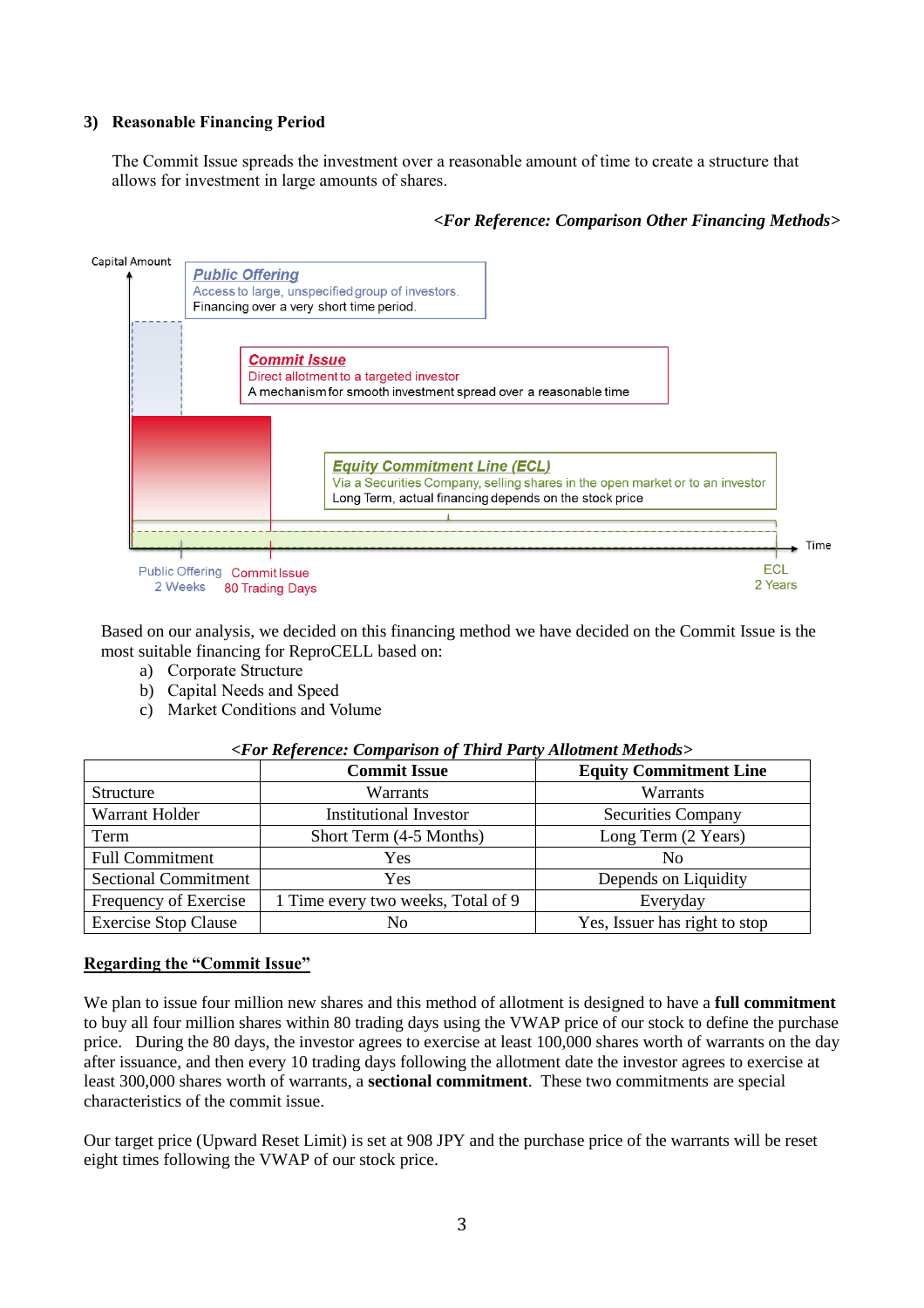### 3) Reasonable Financing Period

The Commit Issue spreads the investment over a reasonable amount of time to create a structure that allows for investment in large amounts of shares.

***<For Reference: Comparison Other Financing Methods>***

Capital Amount

**Public Offering**
Access to large, unspecified group of investors.
Financing over a very short time period.

**Commit Issue**
Direct allotment to a targeted investor
A mechanism for smooth investment spread over a reasonable time

**Equity Commitment Line (ECL)**
Via a Securities Company, selling shares in the open market or to an investor
Long Term, actual financing depends on the stock price

Time

Public Offering 2 Weeks | Commit Issue 80 Trading Days | ECL 2 Years

Based on our analysis, we decided on this financing method we have decided on the Commit Issue is the most suitable financing for ReproCELL based on:

a) Corporate Structure
b) Capital Needs and Speed
c) Market Conditions and Volume

***<For Reference: Comparison of Third Party Allotment Methods>***

| | Commit Issue | Equity Commitment Line |
|---|---|---|
| Structure | Warrants | Warrants |
| Warrant Holder | Institutional Investor | Securities Company |
| Term | Short Term (4-5 Months) | Long Term (2 Years) |
| Full Commitment | Yes | No |
| Sectional Commitment | Yes | Depends on Liquidity |
| Frequency of Exercise | 1 Time every two weeks, Total of 9 | Everyday |
| Exercise Stop Clause | No | Yes, Issuer has right to stop |

**Regarding the "Commit Issue"**

We plan to issue four million new shares and this method of allotment is designed to have a **full commitment** to buy all four million shares within 80 trading days using the VWAP price of our stock to define the purchase price. During the 80 days, the investor agrees to exercise at least 100,000 shares worth of warrants on the day after issuance, and then every 10 trading days following the allotment date the investor agrees to exercise at least 300,000 shares worth of warrants, a **sectional commitment**. These two commitments are special characteristics of the commit issue.

Our target price (Upward Reset Limit) is set at 908 JPY and the purchase price of the warrants will be reset eight times following the VWAP of our stock price.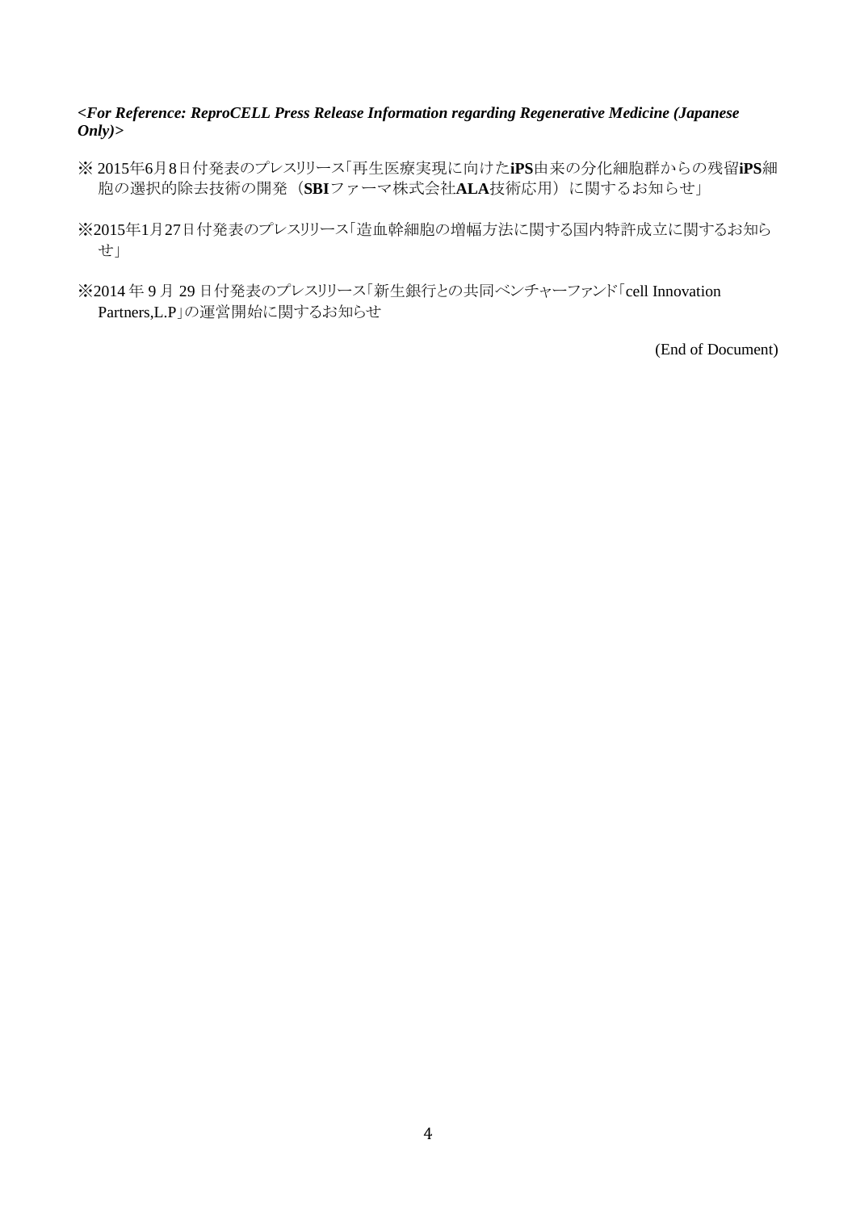***<For Reference: ReproCELL Press Release Information regarding Regenerative Medicine (Japanese Only)>***

※ 2015年6月8日付発表のプレスリリース「再生医療実現に向けた**iPS**由来の分化細胞群からの残留**iPS**細胞の選択的除去技術の開発（**SBI**ファーマ株式会社**ALA**技術応用）に関するお知らせ」

※2015年1月27日付発表のプレスリリース「造血幹細胞の増幅方法に関する国内特許成立に関するお知らせ」

※2014 年 9 月 29 日付発表のプレスリリース「新生銀行との共同ベンチャーファンド「cell Innovation Partners,L.P」の運営開始に関するお知らせ

(End of Document)